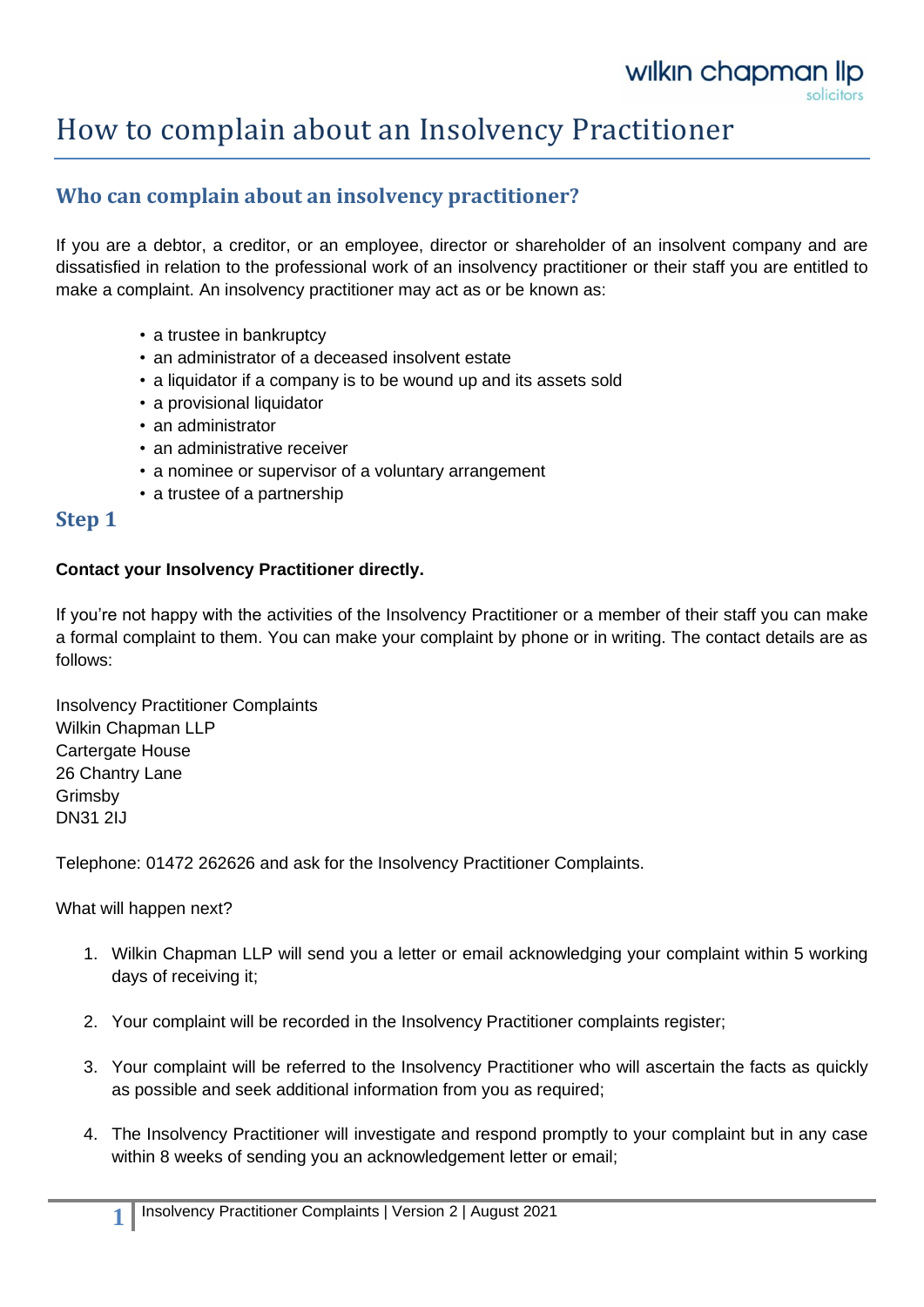# How to complain about an Insolvency Practitioner

## Who can complain about an insolvency practitioner?

If you are a debtor, a creditor, or an employee, director or shareholder of an insolvent company and are dissatisfied in relation to the professional work of an insolvency practitioner or their staff you are entitled to make a complaint. An insolvency practitioner may act as or be known as:

- a trustee in bankruptcy
- an administrator of a deceased insolvent estate
- a liquidator if a company is to be wound up and its assets sold
- a provisional liquidator
- an administrator
- an administrative receiver
- a nominee or supervisor of a voluntary arrangement
- a trustee of a partnership

## Step 1

**Contact your Insolvency Practitioner directly.**

If you're not happy with the activities of the Insolvency Practitioner or a member of their staff you can make a formal complaint to them. You can make your complaint by phone or in writing. The contact details are as follows:

Insolvency Practitioner Complaints
Wilkin Chapman LLP
Cartergate House
26 Chantry Lane
Grimsby
DN31 2IJ

Telephone: 01472 262626 and ask for the Insolvency Practitioner Complaints.

What will happen next?

1. Wilkin Chapman LLP will send you a letter or email acknowledging your complaint within 5 working days of receiving it;
2. Your complaint will be recorded in the Insolvency Practitioner complaints register;
3. Your complaint will be referred to the Insolvency Practitioner who will ascertain the facts as quickly as possible and seek additional information from you as required;
4. The Insolvency Practitioner will investigate and respond promptly to your complaint but in any case within 8 weeks of sending you an acknowledgement letter or email;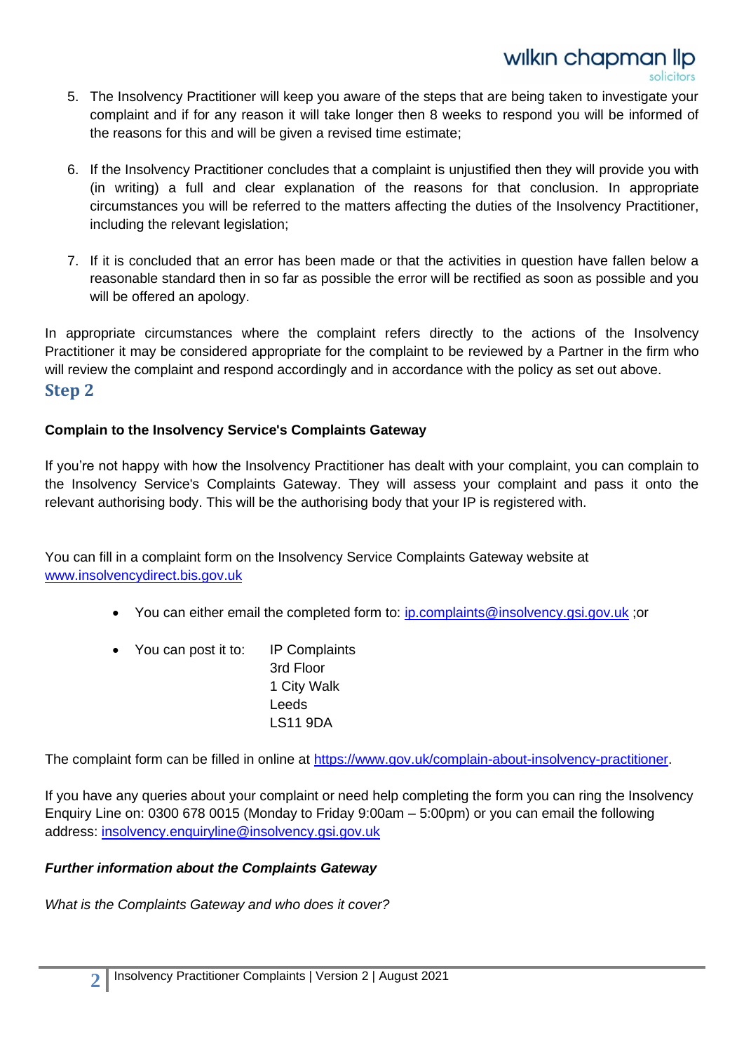5. The Insolvency Practitioner will keep you aware of the steps that are being taken to investigate your complaint and if for any reason it will take longer then 8 weeks to respond you will be informed of the reasons for this and will be given a revised time estimate;

6. If the Insolvency Practitioner concludes that a complaint is unjustified then they will provide you with (in writing) a full and clear explanation of the reasons for that conclusion. In appropriate circumstances you will be referred to the matters affecting the duties of the Insolvency Practitioner, including the relevant legislation;

7. If it is concluded that an error has been made or that the activities in question have fallen below a reasonable standard then in so far as possible the error will be rectified as soon as possible and you will be offered an apology.

In appropriate circumstances where the complaint refers directly to the actions of the Insolvency Practitioner it may be considered appropriate for the complaint to be reviewed by a Partner in the firm who will review the complaint and respond accordingly and in accordance with the policy as set out above.

## Step 2

**Complain to the Insolvency Service's Complaints Gateway**

If you're not happy with how the Insolvency Practitioner has dealt with your complaint, you can complain to the Insolvency Service's Complaints Gateway. They will assess your complaint and pass it onto the relevant authorising body. This will be the authorising body that your IP is registered with.

You can fill in a complaint form on the Insolvency Service Complaints Gateway website at [www.insolvencydirect.bis.gov.uk](http://www.insolvencydirect.bis.gov.uk)

- You can either email the completed form to: [ip.complaints@insolvency.gsi.gov.uk](mailto:ip.complaints@insolvency.gsi.gov.uk) ;or
- You can post it to: IP Complaints
  3rd Floor
  1 City Walk
  Leeds
  LS11 9DA

The complaint form can be filled in online at [https://www.gov.uk/complain-about-insolvency-practitioner](https://www.gov.uk/complain-about-insolvency-practitioner).

If you have any queries about your complaint or need help completing the form you can ring the Insolvency Enquiry Line on: 0300 678 0015 (Monday to Friday 9:00am – 5:00pm) or you can email the following address: [insolvency.enquiryline@insolvency.gsi.gov.uk](mailto:insolvency.enquiryline@insolvency.gsi.gov.uk)

***Further information about the Complaints Gateway***

*What is the Complaints Gateway and who does it cover?*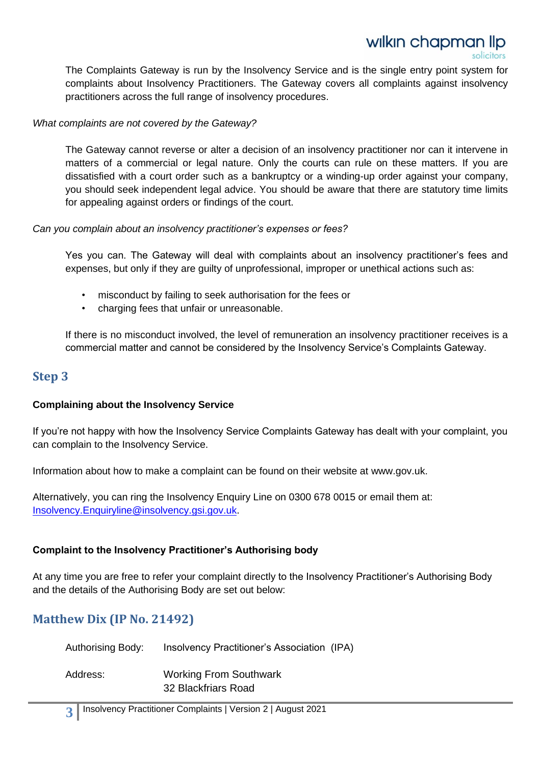The Complaints Gateway is run by the Insolvency Service and is the single entry point system for complaints about Insolvency Practitioners. The Gateway covers all complaints against insolvency practitioners across the full range of insolvency procedures.

*What complaints are not covered by the Gateway?*

The Gateway cannot reverse or alter a decision of an insolvency practitioner nor can it intervene in matters of a commercial or legal nature. Only the courts can rule on these matters. If you are dissatisfied with a court order such as a bankruptcy or a winding-up order against your company, you should seek independent legal advice. You should be aware that there are statutory time limits for appealing against orders or findings of the court.

*Can you complain about an insolvency practitioner's expenses or fees?*

Yes you can. The Gateway will deal with complaints about an insolvency practitioner's fees and expenses, but only if they are guilty of unprofessional, improper or unethical actions such as:

- misconduct by failing to seek authorisation for the fees or
- charging fees that unfair or unreasonable.

If there is no misconduct involved, the level of remuneration an insolvency practitioner receives is a commercial matter and cannot be considered by the Insolvency Service's Complaints Gateway.

## Step 3

**Complaining about the Insolvency Service**

If you're not happy with how the Insolvency Service Complaints Gateway has dealt with your complaint, you can complain to the Insolvency Service.

Information about how to make a complaint can be found on their website at www.gov.uk.

Alternatively, you can ring the Insolvency Enquiry Line on 0300 678 0015 or email them at: Insolvency.Enquiryline@insolvency.gsi.gov.uk.

**Complaint to the Insolvency Practitioner's Authorising body**

At any time you are free to refer your complaint directly to the Insolvency Practitioner's Authorising Body and the details of the Authorising Body are set out below:

## Matthew Dix (IP No. 21492)

Authorising Body: Insolvency Practitioner's Association (IPA)

Address: Working From Southwark
32 Blackfriars Road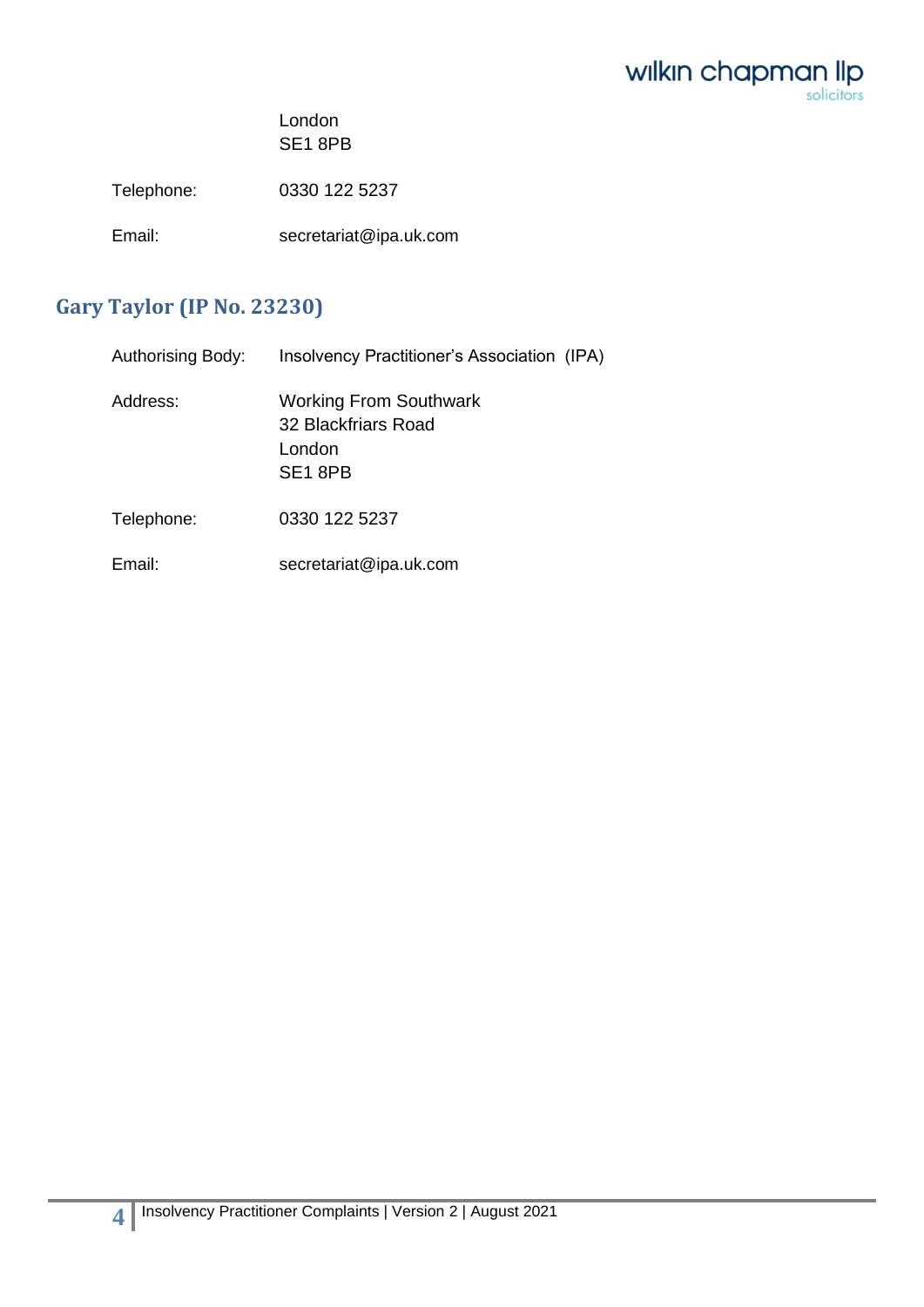London
SE1 8PB

Telephone: 0330 122 5237

Email: secretariat@ipa.uk.com

## Gary Taylor (IP No. 23230)

Authorising Body: Insolvency Practitioner's Association (IPA)

Address: Working From Southwark
32 Blackfriars Road
London
SE1 8PB

Telephone: 0330 122 5237

Email: secretariat@ipa.uk.com